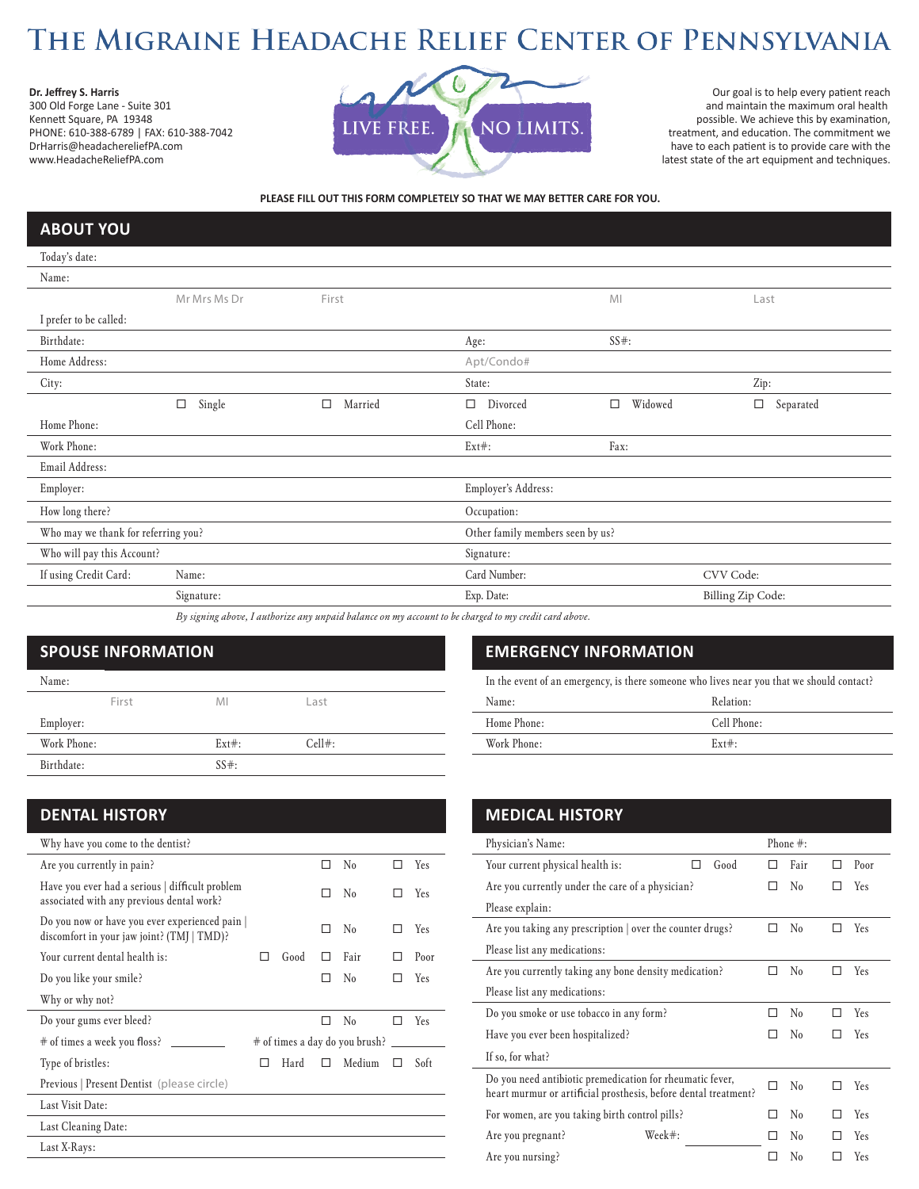# The Migraine Headache Relief Center of Pennsylvania

**Dr. Jeffrey S. Harris**
300 Old Forge Lane - Suite 301
Kennett Square, PA 19348
PHONE: 610-388-6789 | FAX: 610-388-7042
DrHarris@headachereliefPA.com
www.HeadacheReliefPA.com

LIVE FREE. NO LIMITS.

Our goal is to help every patient reach and maintain the maximum oral health possible. We achieve this by examination, treatment, and education. The commitment we have to each patient is to provide care with the latest state of the art equipment and techniques.

**PLEASE FILL OUT THIS FORM COMPLETELY SO THAT WE MAY BETTER CARE FOR YOU.**

## ABOUT YOU

Today's date:

Name:
Mr Mrs Ms Dr | First | MI | Last

I prefer to be called:

Birthdate: | Age: | SS#:

Home Address: | Apt/Condo#

City: | State: | Zip:

☐ Single ☐ Married ☐ Divorced ☐ Widowed ☐ Separated

Home Phone: | Cell Phone:

Work Phone: | Ext#: | Fax:

Email Address:

Employer: | Employer's Address:

How long there? | Occupation:

Who may we thank for referring you? | Other family members seen by us?

Who will pay this Account? | Signature:

If using Credit Card: Name: | Card Number: | CVV Code:

Signature: | Exp. Date: | Billing Zip Code:

*By signing above, I authorize any unpaid balance on my account to be charged to my credit card above.*

## SPOUSE INFORMATION

Name:
First | MI | Last

Employer:

Work Phone: | Ext#: | Cell#:

Birthdate: | SS#:

## EMERGENCY INFORMATION

In the event of an emergency, is there someone who lives near you that we should contact?

Name: | Relation:

Home Phone: | Cell Phone:

Work Phone: | Ext#:

## DENTAL HISTORY

Why have you come to the dentist?

Are you currently in pain? ☐ No ☐ Yes

Have you ever had a serious | difficult problem associated with any previous dental work? ☐ No ☐ Yes

Do you now or have you ever experienced pain | discomfort in your jaw joint? (TMJ | TMD)? ☐ No ☐ Yes

Your current dental health is: ☐ Good ☐ Fair ☐ Poor

Do you like your smile? ☐ No ☐ Yes

Why or why not?

Do your gums ever bleed? ☐ No ☐ Yes

# of times a week you floss? ________ # of times a day do you brush? ________

Type of bristles: ☐ Hard ☐ Medium ☐ Soft

Previous | Present Dentist (please circle)

Last Visit Date:

Last Cleaning Date:

Last X-Rays:

## MEDICAL HISTORY

Physician's Name: | Phone #:

Your current physical health is: ☐ Good ☐ Fair ☐ Poor

Are you currently under the care of a physician? ☐ No ☐ Yes

Please explain:

Are you taking any prescription | over the counter drugs? ☐ No ☐ Yes

Please list any medications:

Are you currently taking any bone density medication? ☐ No ☐ Yes

Please list any medications:

Do you smoke or use tobacco in any form? ☐ No ☐ Yes

Have you ever been hospitalized? ☐ No ☐ Yes

If so, for what?

Do you need antibiotic premedication for rheumatic fever, heart murmur or artificial prosthesis, before dental treatment? ☐ No ☐ Yes

For women, are you taking birth control pills? ☐ No ☐ Yes

Are you pregnant? Week#: ________ ☐ No ☐ Yes

Are you nursing? ☐ No ☐ Yes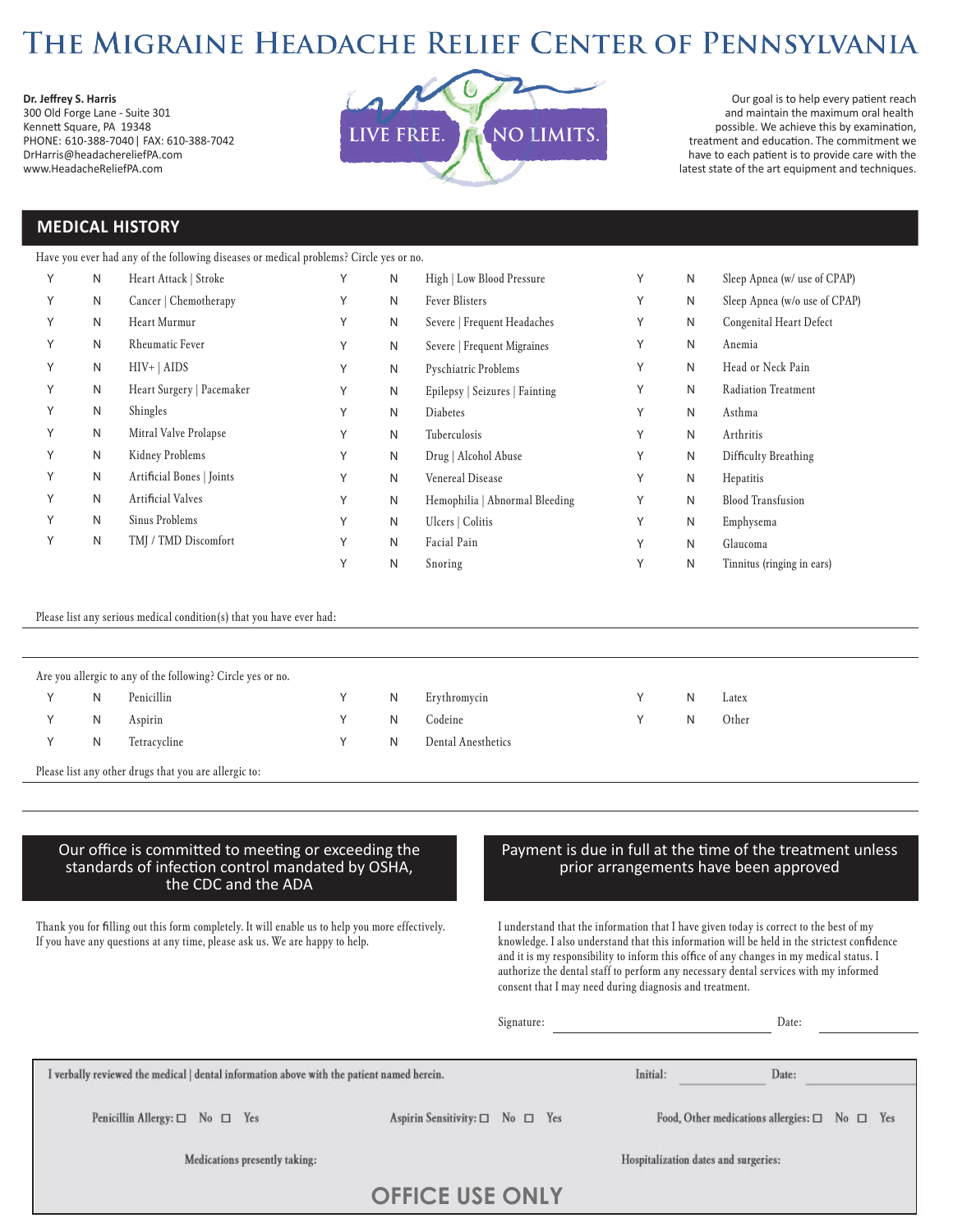# The Migraine Headache Relief Center of Pennsylvania

**Dr. Jeffrey S. Harris**
300 Old Forge Lane - Suite 301
Kennett Square, PA 19348
PHONE: 610-388-7040 | FAX: 610-388-7042
DrHarris@headachereliefPA.com
www.HeadacheReliefPA.com

LIVE FREE. NO LIMITS.

Our goal is to help every patient reach and maintain the maximum oral health possible. We achieve this by examination, treatment and education. The commitment we have to each patient is to provide care with the latest state of the art equipment and techniques.

## MEDICAL HISTORY

Have you ever had any of the following diseases or medical problems? Circle yes or no.

| | | | | | | | | |
|---|---|---|---|---|---|---|---|---|
| Y | N | Heart Attack \| Stroke | Y | N | High \| Low Blood Pressure | Y | N | Sleep Apnea (w/ use of CPAP) |
| Y | N | Cancer \| Chemotherapy | Y | N | Fever Blisters | Y | N | Sleep Apnea (w/o use of CPAP) |
| Y | N | Heart Murmur | Y | N | Severe \| Frequent Headaches | Y | N | Congenital Heart Defect |
| Y | N | Rheumatic Fever | Y | N | Severe \| Frequent Migraines | Y | N | Anemia |
| Y | N | HIV+ \| AIDS | Y | N | Pyschiatric Problems | Y | N | Head or Neck Pain |
| Y | N | Heart Surgery \| Pacemaker | Y | N | Epilepsy \| Seizures \| Fainting | Y | N | Radiation Treatment |
| Y | N | Shingles | Y | N | Diabetes | Y | N | Asthma |
| Y | N | Mitral Valve Prolapse | Y | N | Tuberculosis | Y | N | Arthritis |
| Y | N | Kidney Problems | Y | N | Drug \| Alcohol Abuse | Y | N | Difficulty Breathing |
| Y | N | Artificial Bones \| Joints | Y | N | Venereal Disease | Y | N | Hepatitis |
| Y | N | Artificial Valves | Y | N | Hemophilia \| Abnormal Bleeding | Y | N | Blood Transfusion |
| Y | N | Sinus Problems | Y | N | Ulcers \| Colitis | Y | N | Emphysema |
| Y | N | TMJ / TMD Discomfort | Y | N | Facial Pain | Y | N | Glaucoma |
| | | | Y | N | Snoring | Y | N | Tinnitus (ringing in ears) |

Please list any serious medical condition(s) that you have ever had:

Are you allergic to any of the following? Circle yes or no.

| | | | | | | | | |
|---|---|---|---|---|---|---|---|---|
| Y | N | Penicillin | Y | N | Erythromycin | Y | N | Latex |
| Y | N | Aspirin | Y | N | Codeine | Y | N | Other |
| Y | N | Tetracycline | Y | N | Dental Anesthetics | | | |

Please list any other drugs that you are allergic to:

**Our office is committed to meeting or exceeding the standards of infection control mandated by OSHA, the CDC and the ADA**

Thank you for filling out this form completely. It will enable us to help you more effectively. If you have any questions at any time, please ask us. We are happy to help.

**Payment is due in full at the time of the treatment unless prior arrangements have been approved**

I understand that the information that I have given today is correct to the best of my knowledge. I also understand that this information will be held in the strictest confidence and it is my responsibility to inform this office of any changes in my medical status. I authorize the dental staff to perform any necessary dental services with my informed consent that I may need during diagnosis and treatment.

Signature: ____________________ Date: __________

I verbally reviewed the medical | dental information above with the patient named herein. Initial: __________ Date: __________

Penicillin Allergy: ☐ No ☐ Yes  Aspirin Sensitivity: ☐ No ☐ Yes  Food, Other medications allergies: ☐ No ☐ Yes

Medications presently taking:  Hospitalization dates and surgeries:

**OFFICE USE ONLY**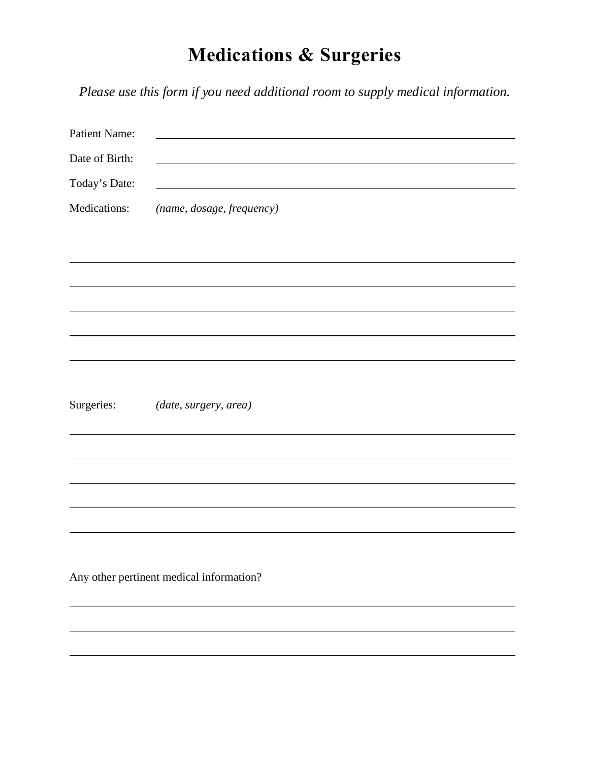# Medications & Surgeries

*Please use this form if you need additional room to supply medical information.*

Patient Name: ______________________________________________

Date of Birth: ______________________________________________

Today's Date: ______________________________________________

Medications: *(name, dosage, frequency)*

______________________________________________

______________________________________________

______________________________________________

______________________________________________

______________________________________________

______________________________________________

Surgeries: *(date, surgery, area)*

______________________________________________

______________________________________________

______________________________________________

______________________________________________

______________________________________________

Any other pertinent medical information?

______________________________________________

______________________________________________

______________________________________________